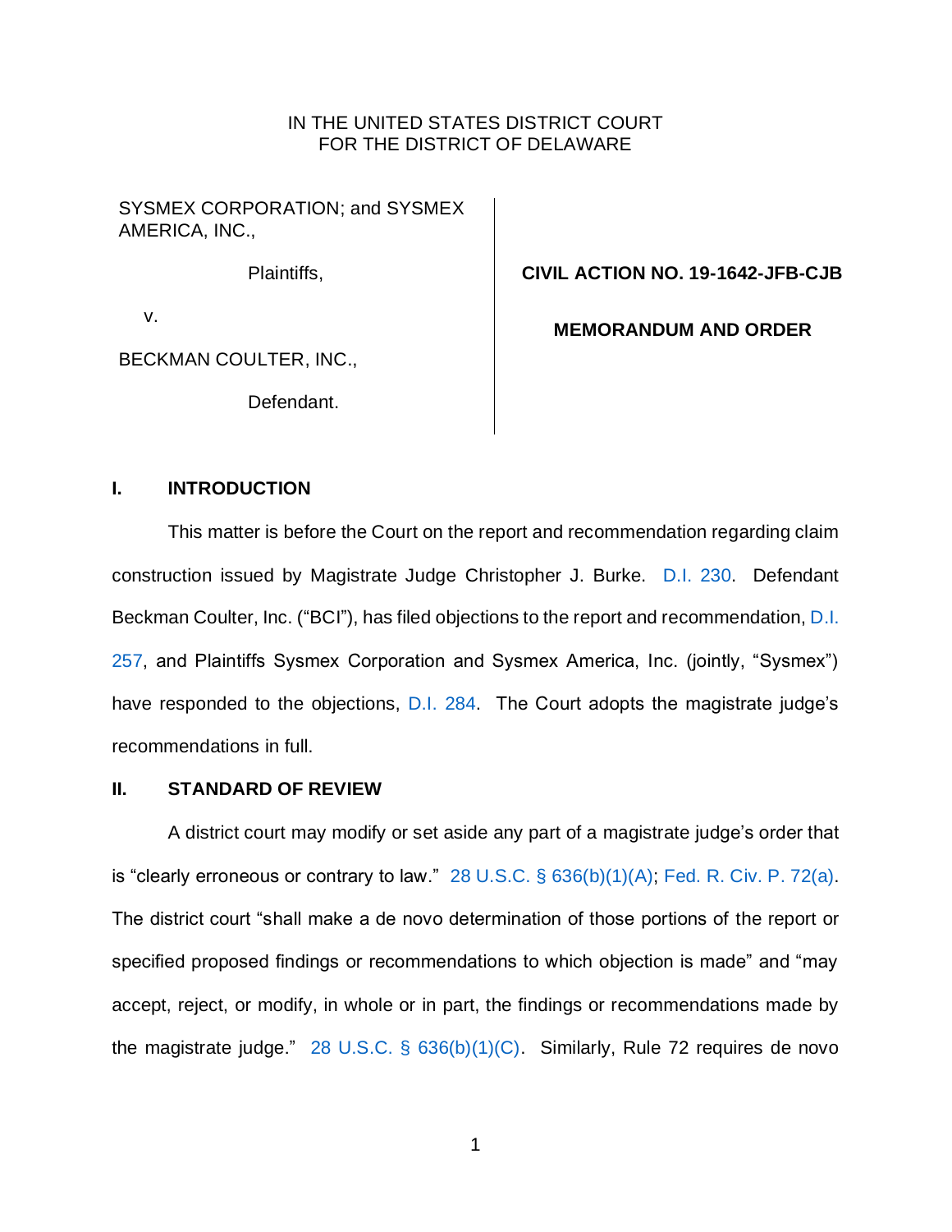IN THE UNITED STATES DISTRICT COURT
FOR THE DISTRICT OF DELAWARE

SYSMEX CORPORATION; and SYSMEX AMERICA, INC.,

Plaintiffs,

v.

BECKMAN COULTER, INC.,

Defendant.

**CIVIL ACTION NO. 19-1642-JFB-CJB**

**MEMORANDUM AND ORDER**

## I. INTRODUCTION

This matter is before the Court on the report and recommendation regarding claim construction issued by Magistrate Judge Christopher J. Burke. D.I. 230. Defendant Beckman Coulter, Inc. ("BCI"), has filed objections to the report and recommendation, D.I. 257, and Plaintiffs Sysmex Corporation and Sysmex America, Inc. (jointly, "Sysmex") have responded to the objections, D.I. 284. The Court adopts the magistrate judge's recommendations in full.

## II. STANDARD OF REVIEW

A district court may modify or set aside any part of a magistrate judge's order that is "clearly erroneous or contrary to law." 28 U.S.C. § 636(b)(1)(A); Fed. R. Civ. P. 72(a). The district court "shall make a de novo determination of those portions of the report or specified proposed findings or recommendations to which objection is made" and "may accept, reject, or modify, in whole or in part, the findings or recommendations made by the magistrate judge." 28 U.S.C. § 636(b)(1)(C). Similarly, Rule 72 requires de novo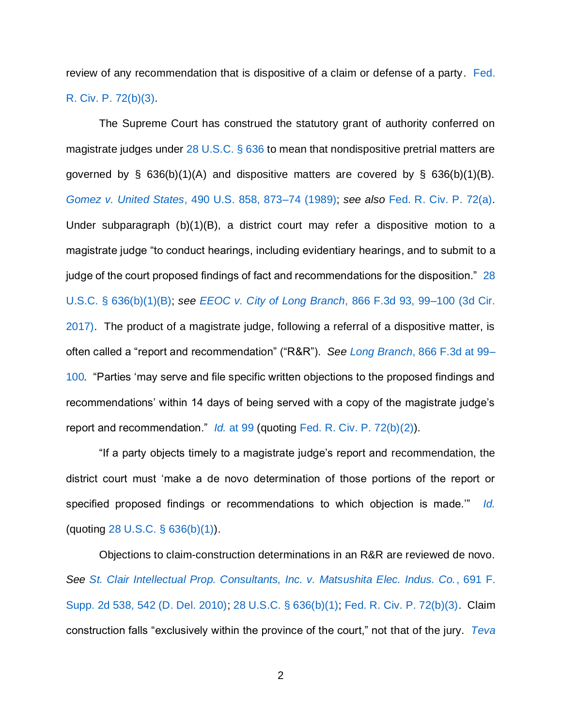review of any recommendation that is dispositive of a claim or defense of a party. Fed. R. Civ. P. 72(b)(3).

The Supreme Court has construed the statutory grant of authority conferred on magistrate judges under 28 U.S.C. § 636 to mean that nondispositive pretrial matters are governed by § 636(b)(1)(A) and dispositive matters are covered by § 636(b)(1)(B). *Gomez v. United States*, 490 U.S. 858, 873–74 (1989); *see also* Fed. R. Civ. P. 72(a). Under subparagraph (b)(1)(B), a district court may refer a dispositive motion to a magistrate judge "to conduct hearings, including evidentiary hearings, and to submit to a judge of the court proposed findings of fact and recommendations for the disposition." 28 U.S.C. § 636(b)(1)(B); *see EEOC v. City of Long Branch*, 866 F.3d 93, 99–100 (3d Cir. 2017). The product of a magistrate judge, following a referral of a dispositive matter, is often called a "report and recommendation" ("R&R"). *See Long Branch*, 866 F.3d at 99–100*.* "Parties 'may serve and file specific written objections to the proposed findings and recommendations' within 14 days of being served with a copy of the magistrate judge's report and recommendation." *Id.* at 99 (quoting Fed. R. Civ. P. 72(b)(2)).

"If a party objects timely to a magistrate judge's report and recommendation, the district court must 'make a de novo determination of those portions of the report or specified proposed findings or recommendations to which objection is made.'" *Id.* (quoting 28 U.S.C. § 636(b)(1)).

Objections to claim-construction determinations in an R&R are reviewed de novo. *See St. Clair Intellectual Prop. Consultants, Inc. v. Matsushita Elec. Indus. Co.*, 691 F. Supp. 2d 538, 542 (D. Del. 2010); 28 U.S.C. § 636(b)(1); Fed. R. Civ. P. 72(b)(3). Claim construction falls "exclusively within the province of the court," not that of the jury. *Teva*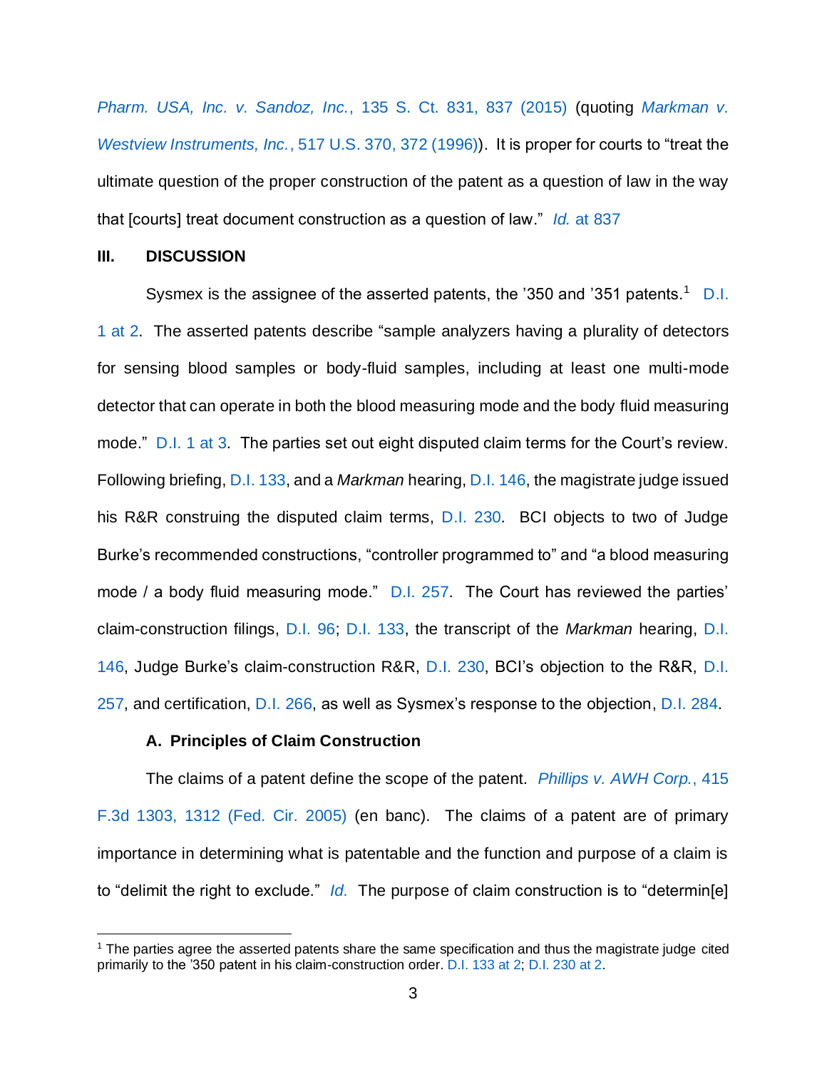*Pharm. USA, Inc. v. Sandoz, Inc.*, 135 S. Ct. 831, 837 (2015) (quoting *Markman v. Westview Instruments, Inc.*, 517 U.S. 370, 372 (1996)). It is proper for courts to "treat the ultimate question of the proper construction of the patent as a question of law in the way that [courts] treat document construction as a question of law." *Id.* at 837

## III. DISCUSSION

Sysmex is the assignee of the asserted patents, the '350 and '351 patents.[1] D.I. 1 at 2. The asserted patents describe "sample analyzers having a plurality of detectors for sensing blood samples or body-fluid samples, including at least one multi-mode detector that can operate in both the blood measuring mode and the body fluid measuring mode." D.I. 1 at 3. The parties set out eight disputed claim terms for the Court's review. Following briefing, D.I. 133, and a *Markman* hearing, D.I. 146, the magistrate judge issued his R&R construing the disputed claim terms, D.I. 230. BCI objects to two of Judge Burke's recommended constructions, "controller programmed to" and "a blood measuring mode / a body fluid measuring mode." D.I. 257. The Court has reviewed the parties' claim-construction filings, D.I. 96; D.I. 133, the transcript of the *Markman* hearing, D.I. 146, Judge Burke's claim-construction R&R, D.I. 230, BCI's objection to the R&R, D.I. 257, and certification, D.I. 266, as well as Sysmex's response to the objection, D.I. 284.

### A. Principles of Claim Construction

The claims of a patent define the scope of the patent. *Phillips v. AWH Corp.*, 415 F.3d 1303, 1312 (Fed. Cir. 2005) (en banc). The claims of a patent are of primary importance in determining what is patentable and the function and purpose of a claim is to "delimit the right to exclude." *Id.* The purpose of claim construction is to "determin[e]

[1] The parties agree the asserted patents share the same specification and thus the magistrate judge cited primarily to the '350 patent in his claim-construction order. D.I. 133 at 2; D.I. 230 at 2.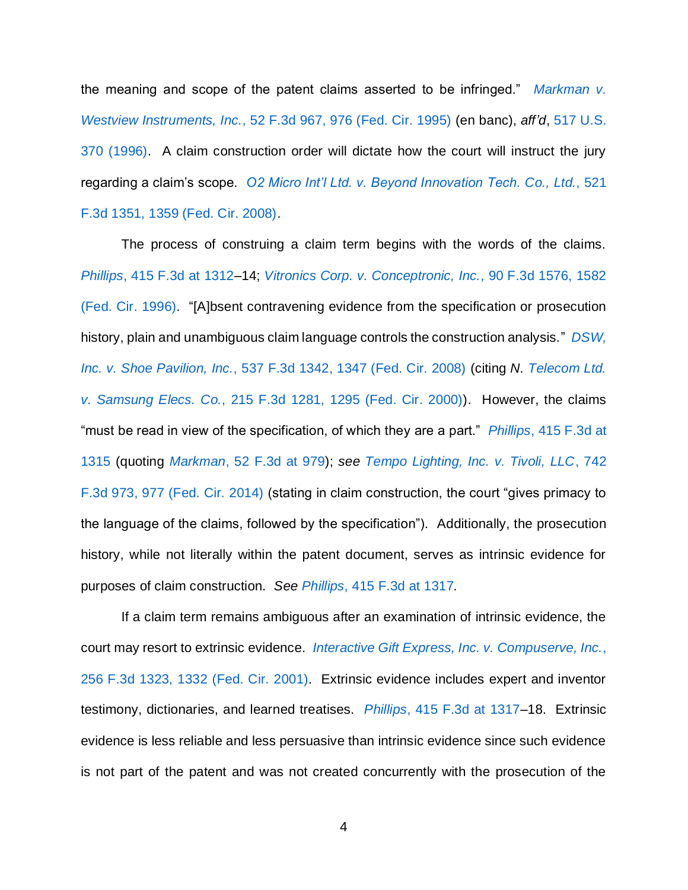the meaning and scope of the patent claims asserted to be infringed." *Markman v. Westview Instruments, Inc.*, 52 F.3d 967, 976 (Fed. Cir. 1995) (en banc), *aff'd*, 517 U.S. 370 (1996). A claim construction order will dictate how the court will instruct the jury regarding a claim's scope. *O2 Micro Int'l Ltd. v. Beyond Innovation Tech. Co., Ltd.*, 521 F.3d 1351, 1359 (Fed. Cir. 2008).

The process of construing a claim term begins with the words of the claims. *Phillips*, 415 F.3d at 1312–14; *Vitronics Corp. v. Conceptronic, Inc.*, 90 F.3d 1576, 1582 (Fed. Cir. 1996). "[A]bsent contravening evidence from the specification or prosecution history, plain and unambiguous claim language controls the construction analysis." *DSW, Inc. v. Shoe Pavilion, Inc.*, 537 F.3d 1342, 1347 (Fed. Cir. 2008) (citing *N. Telecom Ltd. v. Samsung Elecs. Co.*, 215 F.3d 1281, 1295 (Fed. Cir. 2000)). However, the claims "must be read in view of the specification, of which they are a part." *Phillips*, 415 F.3d at 1315 (quoting *Markman*, 52 F.3d at 979); *see Tempo Lighting, Inc. v. Tivoli, LLC*, 742 F.3d 973, 977 (Fed. Cir. 2014) (stating in claim construction, the court "gives primacy to the language of the claims, followed by the specification"). Additionally, the prosecution history, while not literally within the patent document, serves as intrinsic evidence for purposes of claim construction. *See Phillips*, 415 F.3d at 1317.

If a claim term remains ambiguous after an examination of intrinsic evidence, the court may resort to extrinsic evidence. *Interactive Gift Express, Inc. v. Compuserve, Inc.*, 256 F.3d 1323, 1332 (Fed. Cir. 2001). Extrinsic evidence includes expert and inventor testimony, dictionaries, and learned treatises. *Phillips*, 415 F.3d at 1317–18. Extrinsic evidence is less reliable and less persuasive than intrinsic evidence since such evidence is not part of the patent and was not created concurrently with the prosecution of the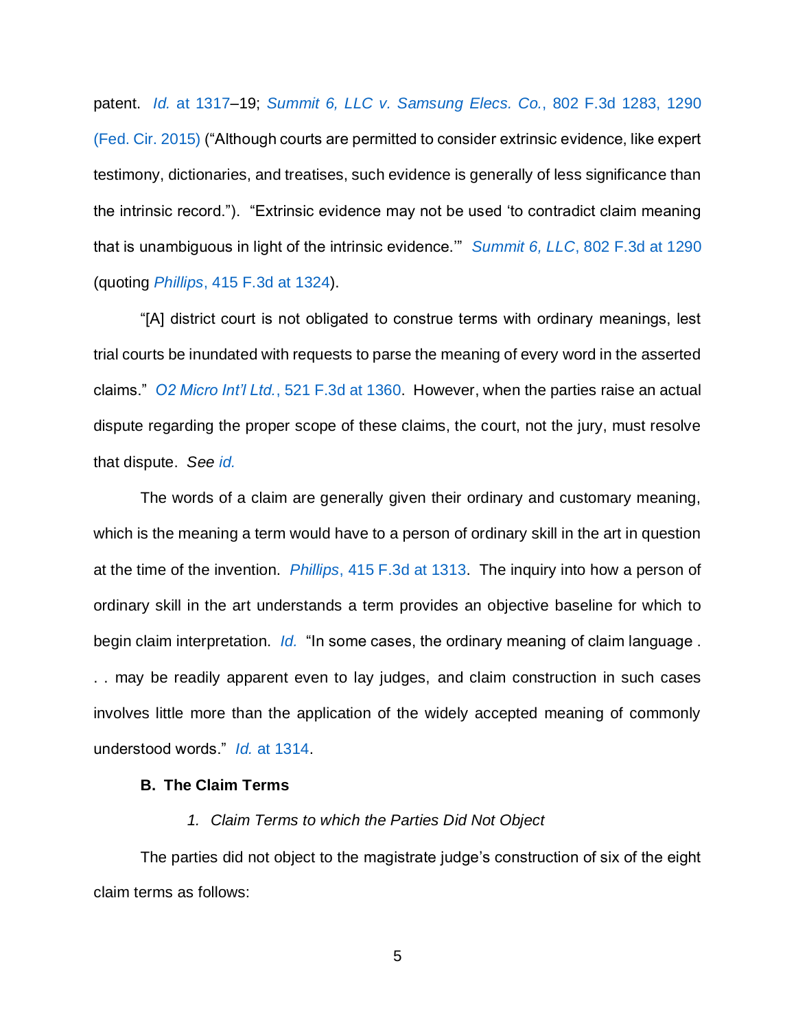patent. *Id.* at 1317–19; *Summit 6, LLC v. Samsung Elecs. Co.*, 802 F.3d 1283, 1290 (Fed. Cir. 2015) ("Although courts are permitted to consider extrinsic evidence, like expert testimony, dictionaries, and treatises, such evidence is generally of less significance than the intrinsic record."). "Extrinsic evidence may not be used 'to contradict claim meaning that is unambiguous in light of the intrinsic evidence.'" *Summit 6, LLC*, 802 F.3d at 1290 (quoting *Phillips*, 415 F.3d at 1324).

"[A] district court is not obligated to construe terms with ordinary meanings, lest trial courts be inundated with requests to parse the meaning of every word in the asserted claims." *O2 Micro Int'l Ltd.*, 521 F.3d at 1360. However, when the parties raise an actual dispute regarding the proper scope of these claims, the court, not the jury, must resolve that dispute. *See id.*

The words of a claim are generally given their ordinary and customary meaning, which is the meaning a term would have to a person of ordinary skill in the art in question at the time of the invention. *Phillips*, 415 F.3d at 1313. The inquiry into how a person of ordinary skill in the art understands a term provides an objective baseline for which to begin claim interpretation. *Id.* "In some cases, the ordinary meaning of claim language . . . may be readily apparent even to lay judges, and claim construction in such cases involves little more than the application of the widely accepted meaning of commonly understood words." *Id.* at 1314.

**B. The Claim Terms**

*1. Claim Terms to which the Parties Did Not Object*

The parties did not object to the magistrate judge's construction of six of the eight claim terms as follows: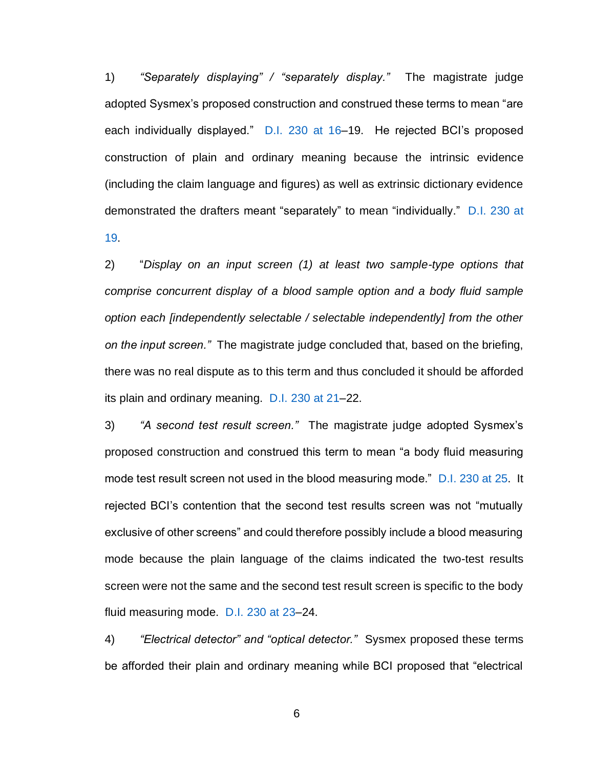1) *"Separately displaying" / "separately display."* The magistrate judge adopted Sysmex's proposed construction and construed these terms to mean "are each individually displayed." D.I. 230 at 16–19. He rejected BCI's proposed construction of plain and ordinary meaning because the intrinsic evidence (including the claim language and figures) as well as extrinsic dictionary evidence demonstrated the drafters meant "separately" to mean "individually." D.I. 230 at 19.

2) "*Display on an input screen (1) at least two sample-type options that comprise concurrent display of a blood sample option and a body fluid sample option each [independently selectable / selectable independently] from the other on the input screen."* The magistrate judge concluded that, based on the briefing, there was no real dispute as to this term and thus concluded it should be afforded its plain and ordinary meaning. D.I. 230 at 21–22.

3) *"A second test result screen."* The magistrate judge adopted Sysmex's proposed construction and construed this term to mean "a body fluid measuring mode test result screen not used in the blood measuring mode." D.I. 230 at 25. It rejected BCI's contention that the second test results screen was not "mutually exclusive of other screens" and could therefore possibly include a blood measuring mode because the plain language of the claims indicated the two-test results screen were not the same and the second test result screen is specific to the body fluid measuring mode. D.I. 230 at 23–24.

4) *"Electrical detector" and "optical detector."* Sysmex proposed these terms be afforded their plain and ordinary meaning while BCI proposed that "electrical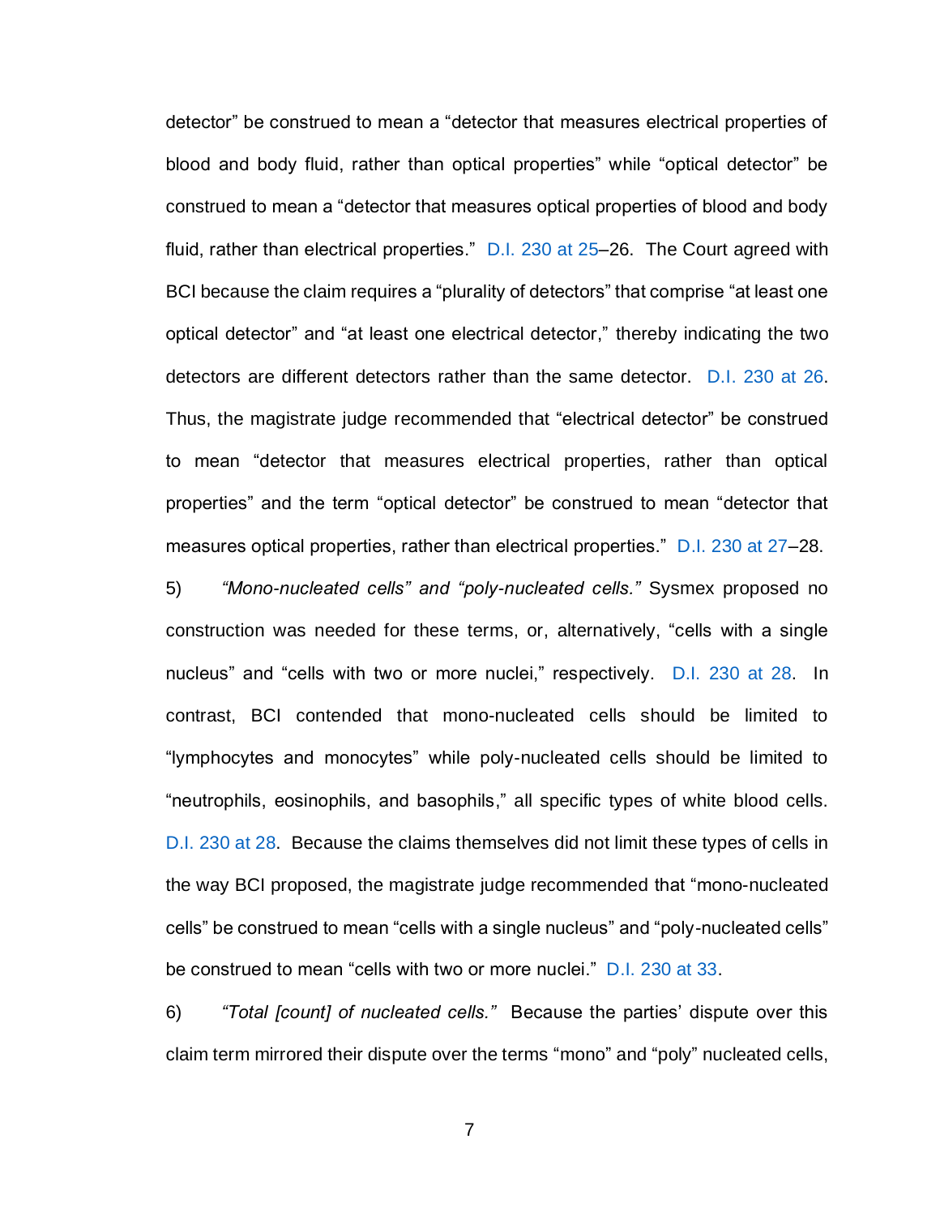detector" be construed to mean a "detector that measures electrical properties of blood and body fluid, rather than optical properties" while "optical detector" be construed to mean a "detector that measures optical properties of blood and body fluid, rather than electrical properties." D.I. 230 at 25–26. The Court agreed with BCI because the claim requires a "plurality of detectors" that comprise "at least one optical detector" and "at least one electrical detector," thereby indicating the two detectors are different detectors rather than the same detector. D.I. 230 at 26. Thus, the magistrate judge recommended that "electrical detector" be construed to mean "detector that measures electrical properties, rather than optical properties" and the term "optical detector" be construed to mean "detector that measures optical properties, rather than electrical properties." D.I. 230 at 27–28.

5) *"Mono-nucleated cells" and "poly-nucleated cells."* Sysmex proposed no construction was needed for these terms, or, alternatively, "cells with a single nucleus" and "cells with two or more nuclei," respectively. D.I. 230 at 28. In contrast, BCI contended that mono-nucleated cells should be limited to "lymphocytes and monocytes" while poly-nucleated cells should be limited to "neutrophils, eosinophils, and basophils," all specific types of white blood cells. D.I. 230 at 28. Because the claims themselves did not limit these types of cells in the way BCI proposed, the magistrate judge recommended that "mono-nucleated cells" be construed to mean "cells with a single nucleus" and "poly-nucleated cells" be construed to mean "cells with two or more nuclei." D.I. 230 at 33.

6) *"Total [count] of nucleated cells."* Because the parties' dispute over this claim term mirrored their dispute over the terms "mono" and "poly" nucleated cells,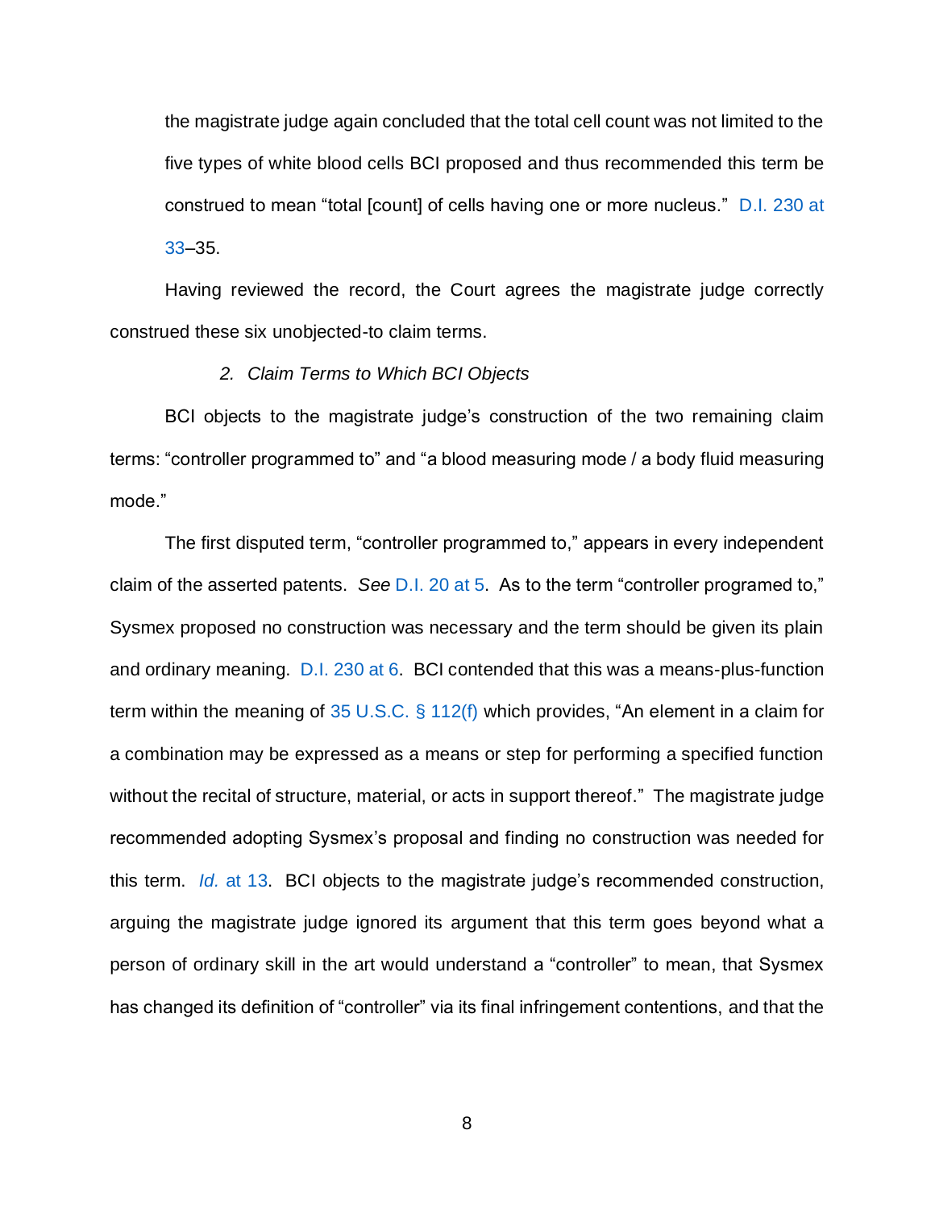the magistrate judge again concluded that the total cell count was not limited to the five types of white blood cells BCI proposed and thus recommended this term be construed to mean "total [count] of cells having one or more nucleus." D.I. 230 at 33–35.

Having reviewed the record, the Court agrees the magistrate judge correctly construed these six unobjected-to claim terms.

*2. Claim Terms to Which BCI Objects*

BCI objects to the magistrate judge's construction of the two remaining claim terms: "controller programmed to" and "a blood measuring mode / a body fluid measuring mode."

The first disputed term, "controller programmed to," appears in every independent claim of the asserted patents. *See* D.I. 20 at 5. As to the term "controller programed to," Sysmex proposed no construction was necessary and the term should be given its plain and ordinary meaning. D.I. 230 at 6. BCI contended that this was a means-plus-function term within the meaning of 35 U.S.C. § 112(f) which provides, "An element in a claim for a combination may be expressed as a means or step for performing a specified function without the recital of structure, material, or acts in support thereof." The magistrate judge recommended adopting Sysmex's proposal and finding no construction was needed for this term. *Id.* at 13. BCI objects to the magistrate judge's recommended construction, arguing the magistrate judge ignored its argument that this term goes beyond what a person of ordinary skill in the art would understand a "controller" to mean, that Sysmex has changed its definition of "controller" via its final infringement contentions, and that the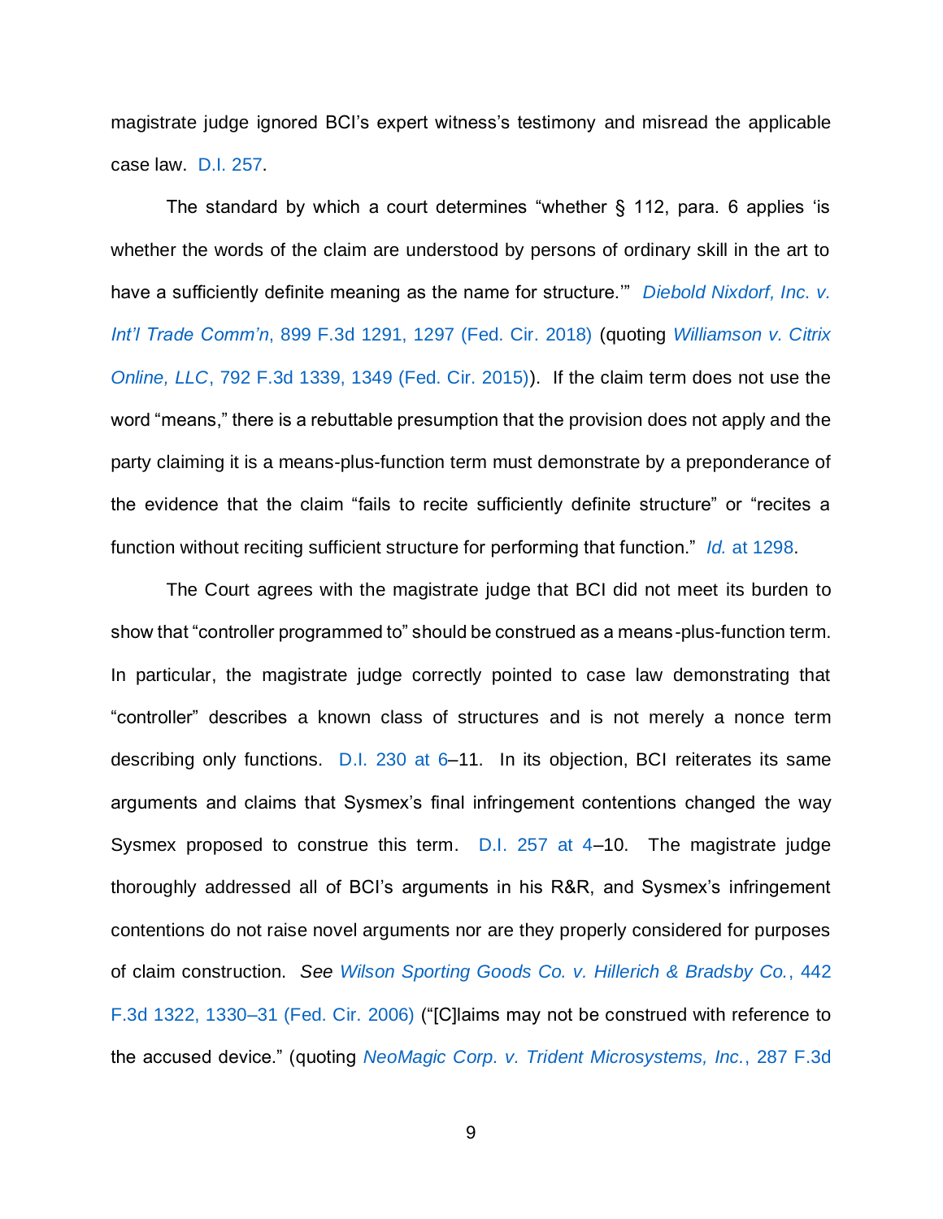magistrate judge ignored BCI's expert witness's testimony and misread the applicable case law. D.I. 257.

The standard by which a court determines "whether § 112, para. 6 applies 'is whether the words of the claim are understood by persons of ordinary skill in the art to have a sufficiently definite meaning as the name for structure.'" *Diebold Nixdorf, Inc. v. Int'l Trade Comm'n*, 899 F.3d 1291, 1297 (Fed. Cir. 2018) (quoting *Williamson v. Citrix Online, LLC*, 792 F.3d 1339, 1349 (Fed. Cir. 2015)). If the claim term does not use the word "means," there is a rebuttable presumption that the provision does not apply and the party claiming it is a means-plus-function term must demonstrate by a preponderance of the evidence that the claim "fails to recite sufficiently definite structure" or "recites a function without reciting sufficient structure for performing that function." *Id.* at 1298.

The Court agrees with the magistrate judge that BCI did not meet its burden to show that "controller programmed to" should be construed as a means-plus-function term. In particular, the magistrate judge correctly pointed to case law demonstrating that "controller" describes a known class of structures and is not merely a nonce term describing only functions. D.I. 230 at 6–11. In its objection, BCI reiterates its same arguments and claims that Sysmex's final infringement contentions changed the way Sysmex proposed to construe this term. D.I. 257 at 4–10. The magistrate judge thoroughly addressed all of BCI's arguments in his R&R, and Sysmex's infringement contentions do not raise novel arguments nor are they properly considered for purposes of claim construction. *See Wilson Sporting Goods Co. v. Hillerich & Bradsby Co.*, 442 F.3d 1322, 1330–31 (Fed. Cir. 2006) ("[C]laims may not be construed with reference to the accused device." (quoting *NeoMagic Corp. v. Trident Microsystems, Inc.*, 287 F.3d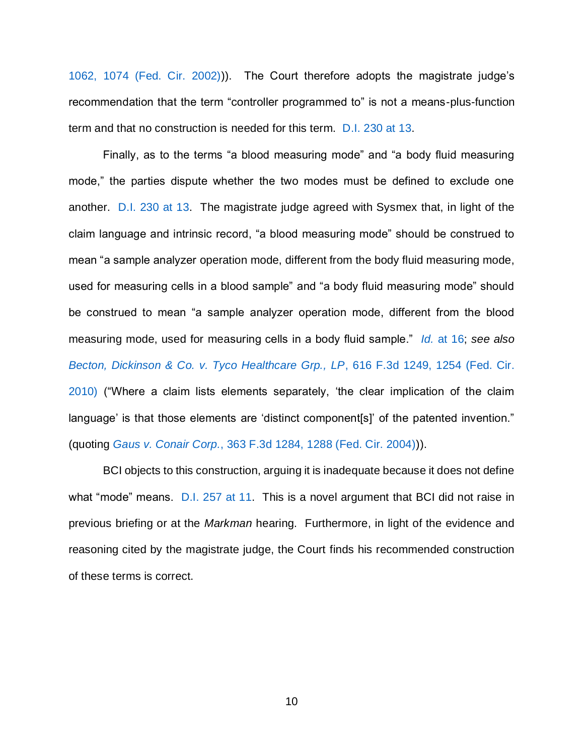1062, 1074 (Fed. Cir. 2002))). The Court therefore adopts the magistrate judge's recommendation that the term "controller programmed to" is not a means-plus-function term and that no construction is needed for this term. D.I. 230 at 13.

Finally, as to the terms "a blood measuring mode" and "a body fluid measuring mode," the parties dispute whether the two modes must be defined to exclude one another. D.I. 230 at 13. The magistrate judge agreed with Sysmex that, in light of the claim language and intrinsic record, "a blood measuring mode" should be construed to mean "a sample analyzer operation mode, different from the body fluid measuring mode, used for measuring cells in a blood sample" and "a body fluid measuring mode" should be construed to mean "a sample analyzer operation mode, different from the blood measuring mode, used for measuring cells in a body fluid sample." *Id.* at 16; *see also* *Becton, Dickinson & Co. v. Tyco Healthcare Grp., LP*, 616 F.3d 1249, 1254 (Fed. Cir. 2010) ("Where a claim lists elements separately, 'the clear implication of the claim language' is that those elements are 'distinct component[s]' of the patented invention." (quoting *Gaus v. Conair Corp.*, 363 F.3d 1284, 1288 (Fed. Cir. 2004))).

BCI objects to this construction, arguing it is inadequate because it does not define what "mode" means. D.I. 257 at 11. This is a novel argument that BCI did not raise in previous briefing or at the *Markman* hearing. Furthermore, in light of the evidence and reasoning cited by the magistrate judge, the Court finds his recommended construction of these terms is correct.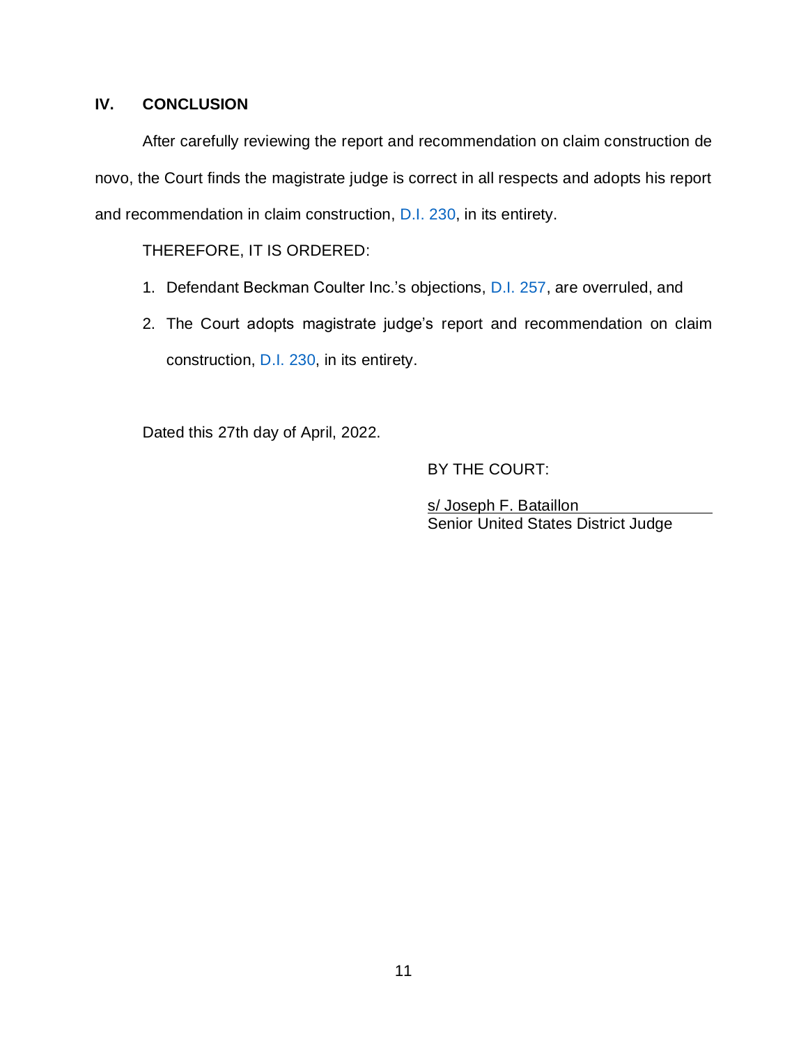## IV. CONCLUSION

After carefully reviewing the report and recommendation on claim construction de novo, the Court finds the magistrate judge is correct in all respects and adopts his report and recommendation in claim construction, D.I. 230, in its entirety.

THEREFORE, IT IS ORDERED:

1. Defendant Beckman Coulter Inc.'s objections, D.I. 257, are overruled, and
2. The Court adopts magistrate judge's report and recommendation on claim construction, D.I. 230, in its entirety.

Dated this 27th day of April, 2022.

BY THE COURT:

s/ Joseph F. Bataillon
Senior United States District Judge